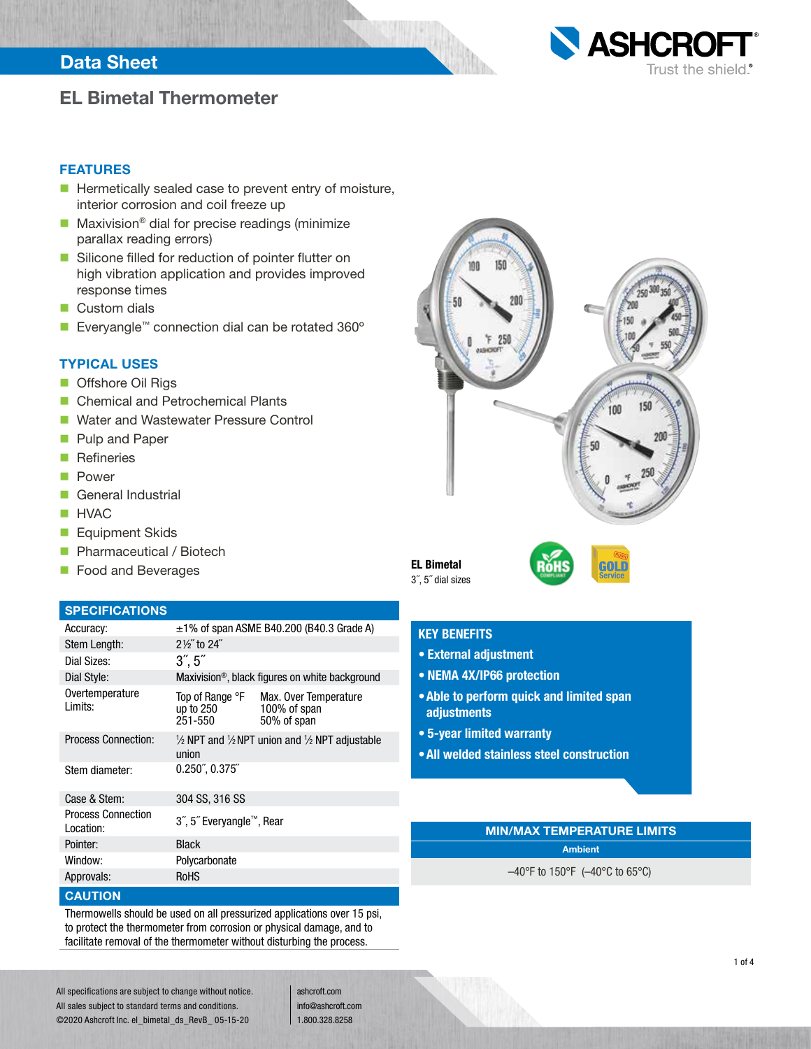# EL Bimetal Thermometer

Data Sheet

## FEATURES

- Hermetically sealed case to prevent entry of moisture, interior corrosion and coil freeze up
- Maxivision® dial for precise readings (minimize parallax reading errors)
- Silicone filled for reduction of pointer flutter on high vibration application and provides improved response times
- Custom dials
- Everyangle™ connection dial can be rotated 360°

## TYPICAL USES

- Offshore Oil Rigs
- Chemical and Petrochemical Plants
- Water and Wastewater Pressure Control
- Pulp and Paper
- Refineries
- Power
- General Industrial
- HVAC
- Equipment Skids
- Pharmaceutical / Biotech
- Food and Beverages

**EL Bimetal**
3˝, 5˝ dial sizes

## SPECIFICATIONS

| | |
|---|---|
| Accuracy: | ±1% of span ASME B40.200 (B40.3 Grade A) |
| Stem Length: | 2½˝ to 24˝ |
| Dial Sizes: | 3˝, 5˝ |
| Dial Style: | Maxivision®, black figures on white background |
| Overtemperature Limits: | Top of Range °F / Max. Over Temperature<br>up to 250 / 100% of span<br>251-550 / 50% of span |
| Process Connection: | ½ NPT and ½ NPT union and ½ NPT adjustable union |
| Stem diameter: | 0.250˝, 0.375˝ |
| Case & Stem: | 304 SS, 316 SS |
| Process Connection Location: | 3˝, 5˝ Everyangle™, Rear |
| Pointer: | Black |
| Window: | Polycarbonate |
| Approvals: | RoHS |

## CAUTION

Thermowells should be used on all pressurized applications over 15 psi, to protect the thermometer from corrosion or physical damage, and to facilitate removal of the thermometer without disturbing the process.

## KEY BENEFITS

- **External adjustment**
- **NEMA 4X/IP66 protection**
- **Able to perform quick and limited span adjustments**
- **5-year limited warranty**
- **All welded stainless steel construction**

## MIN/MAX TEMPERATURE LIMITS

| Ambient |
|---|
| –40°F to 150°F (–40°C to 65°C) |

All specifications are subject to change without notice.
All sales subject to standard terms and conditions.
©2020 Ashcroft Inc. el_bimetal_ds_RevB_ 05-15-20

ashcroft.com
info@ashcroft.com
1.800.328.8258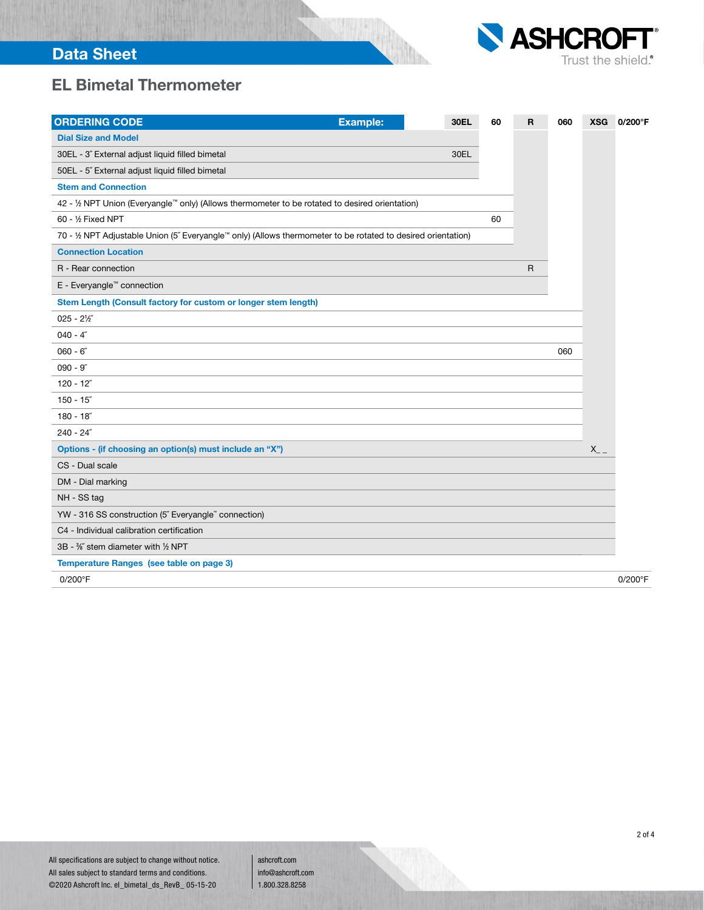## EL Bimetal Thermometer

| ORDERING CODE Example: | 30EL | 60 | R | 060 | XSG | 0/200°F |
|---|---|---|---|---|---|---|
| **Dial Size and Model** | | | | | | |
| 30EL - 3˝ External adjust liquid filled bimetal | 30EL | | | | | |
| 50EL - 5˝ External adjust liquid filled bimetal | | | | | | |
| **Stem and Connection** | | | | | | |
| 42 - ½ NPT Union (Everyangle™ only) (Allows thermometer to be rotated to desired orientation) | | | | | | |
| 60 - ½ Fixed NPT | | 60 | | | | |
| 70 - ½ NPT Adjustable Union (5˝ Everyangle™ only) (Allows thermometer to be rotated to desired orientation) | | | | | | |
| **Connection Location** | | | | | | |
| R - Rear connection | | | R | | | |
| E - Everyangle™ connection | | | | | | |
| **Stem Length (Consult factory for custom or longer stem length)** | | | | | | |
| 025 - 2½˝ | | | | | | |
| 040 - 4˝ | | | | | | |
| 060 - 6˝ | | | | 060 | | |
| 090 - 9˝ | | | | | | |
| 120 - 12˝ | | | | | | |
| 150 - 15˝ | | | | | | |
| 180 - 18˝ | | | | | | |
| 240 - 24˝ | | | | | | |
| **Options - (if choosing an option(s) must include an "X")** | | | | | X_ _ | |
| CS - Dual scale | | | | | | |
| DM - Dial marking | | | | | | |
| NH - SS tag | | | | | | |
| YW - 316 SS construction (5˝ Everyangle™ connection) | | | | | | |
| C4 - Individual calibration certification | | | | | | |
| 3B - ⅜˝ stem diameter with ½ NPT | | | | | | |
| **Temperature Ranges (see table on page 3)** | | | | | | |
| 0/200°F | | | | | | 0/200°F |

All specifications are subject to change without notice.
All sales subject to standard terms and conditions.
©2020 Ashcroft Inc. el_bimetal_ds_RevB_ 05-15-20

ashcroft.com
info@ashcroft.com
1.800.328.8258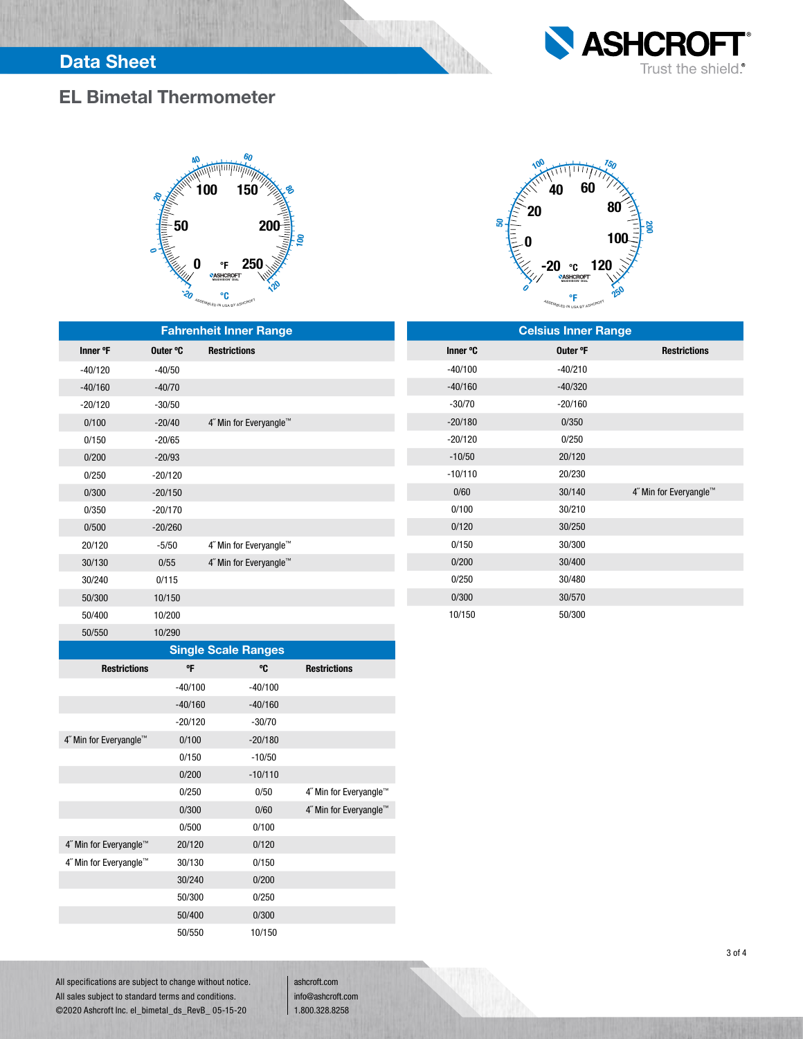## Data Sheet

# EL Bimetal Thermometer

| Fahrenheit Inner Range | | |
|---|---|---|
| **Inner °F** | **Outer °C** | **Restrictions** |
| -40/120 | -40/50 | |
| -40/160 | -40/70 | |
| -20/120 | -30/50 | |
| 0/100 | -20/40 | 4˝ Min for Everyangle™ |
| 0/150 | -20/65 | |
| 0/200 | -20/93 | |
| 0/250 | -20/120 | |
| 0/300 | -20/150 | |
| 0/350 | -20/170 | |
| 0/500 | -20/260 | |
| 20/120 | -5/50 | 4˝ Min for Everyangle™ |
| 30/130 | 0/55 | 4˝ Min for Everyangle™ |
| 30/240 | 0/115 | |
| 50/300 | 10/150 | |
| 50/400 | 10/200 | |
| 50/550 | 10/290 | |

| Celsius Inner Range | | |
|---|---|---|
| **Inner °C** | **Outer °F** | **Restrictions** |
| -40/100 | -40/210 | |
| -40/160 | -40/320 | |
| -30/70 | -20/160 | |
| -20/180 | 0/350 | |
| -20/120 | 0/250 | |
| -10/50 | 20/120 | |
| -10/110 | 20/230 | |
| 0/60 | 30/140 | 4˝ Min for Everyangle™ |
| 0/100 | 30/210 | |
| 0/120 | 30/250 | |
| 0/150 | 30/300 | |
| 0/200 | 30/400 | |
| 0/250 | 30/480 | |
| 0/300 | 30/570 | |
| 10/150 | 50/300 | |

| Single Scale Ranges | | | |
|---|---|---|---|
| **Restrictions** | **°F** | **°C** | **Restrictions** |
| | -40/100 | -40/100 | |
| | -40/160 | -40/160 | |
| | -20/120 | -30/70 | |
| 4˝ Min for Everyangle™ | 0/100 | -20/180 | |
| | 0/150 | -10/50 | |
| | 0/200 | -10/110 | |
| | 0/250 | 0/50 | 4˝ Min for Everyangle™ |
| | 0/300 | 0/60 | 4˝ Min for Everyangle™ |
| | 0/500 | 0/100 | |
| 4˝ Min for Everyangle™ | 20/120 | 0/120 | |
| 4˝ Min for Everyangle™ | 30/130 | 0/150 | |
| | 30/240 | 0/200 | |
| | 50/300 | 0/250 | |
| | 50/400 | 0/300 | |
| | 50/550 | 10/150 | |

All specifications are subject to change without notice.
All sales subject to standard terms and conditions.
©2020 Ashcroft Inc. el_bimetal_ds_RevB_ 05-15-20

ashcroft.com
info@ashcroft.com
1.800.328.8258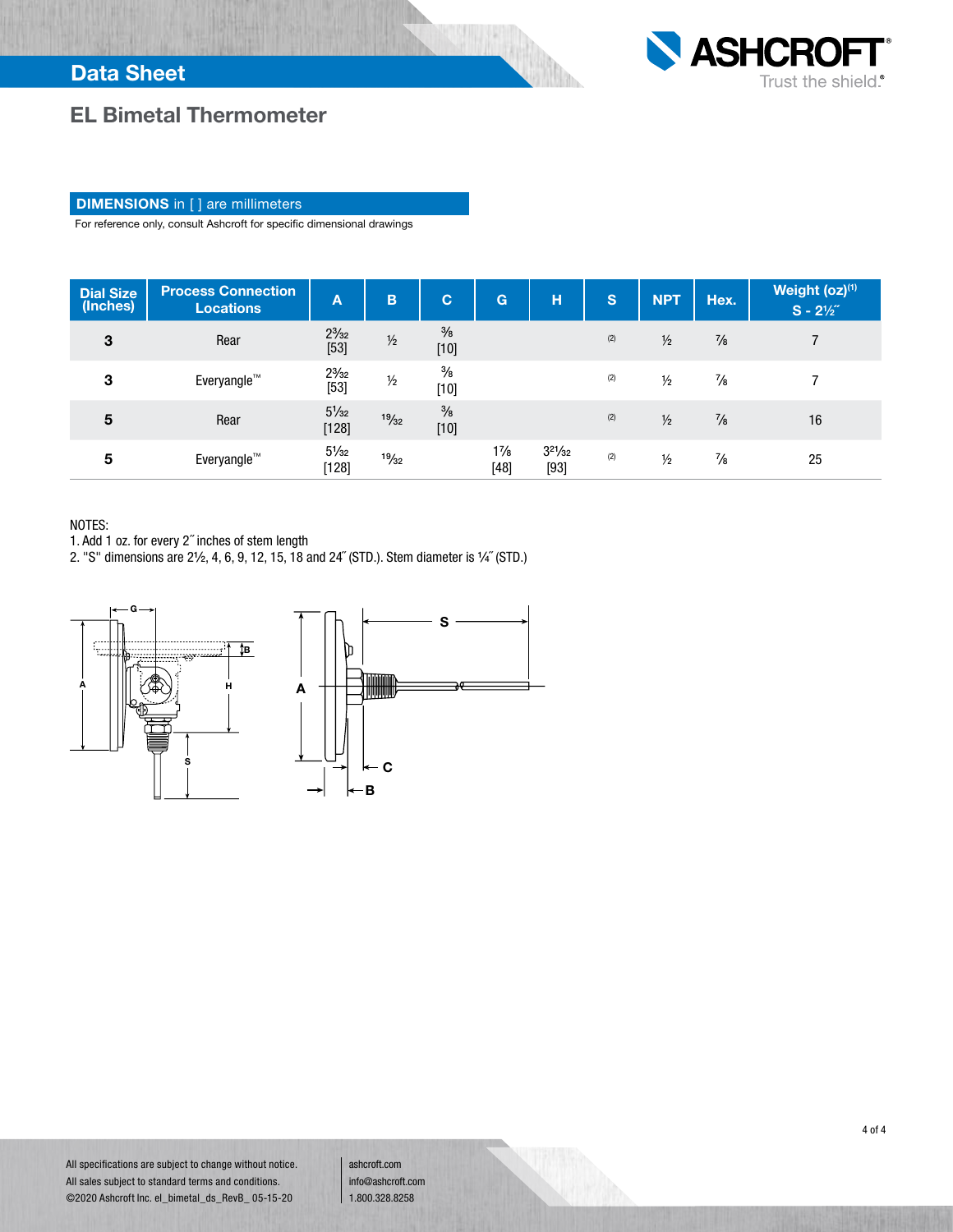## EL Bimetal Thermometer

**DIMENSIONS** in [ ] are millimeters

For reference only, consult Ashcroft for specific dimensional drawings

| Dial Size (Inches) | Process Connection Locations | A | B | C | G | H | S | NPT | Hex. | Weight (oz)[1] S - 2½˝ |
|---|---|---|---|---|---|---|---|---|---|---|
| 3 | Rear | 2³⁄₃₂ [53] | ½ | ⅜ [10] | | | (2) | ½ | ⅞ | 7 |
| 3 | Everyangle™ | 2³⁄₃₂ [53] | ½ | ⅜ [10] | | | (2) | ½ | ⅞ | 7 |
| 5 | Rear | 5¹⁄₃₂ [128] | ¹⁹⁄₃₂ | ⅜ [10] | | | (2) | ½ | ⅞ | 16 |
| 5 | Everyangle™ | 5¹⁄₃₂ [128] | ¹⁹⁄₃₂ | | 1⅞ [48] | 3²¹⁄₃₂ [93] | (2) | ½ | ⅞ | 25 |

NOTES:

1. Add 1 oz. for every 2˝ inches of stem length
2. "S" dimensions are 2½, 4, 6, 9, 12, 15, 18 and 24˝ (STD.). Stem diameter is ¼˝ (STD.)

G
A
B
H
S

S
A
C
B

All specifications are subject to change without notice.
All sales subject to standard terms and conditions.
©2020 Ashcroft Inc. el_bimetal_ds_RevB_ 05-15-20

ashcroft.com
info@ashcroft.com
1.800.328.8258